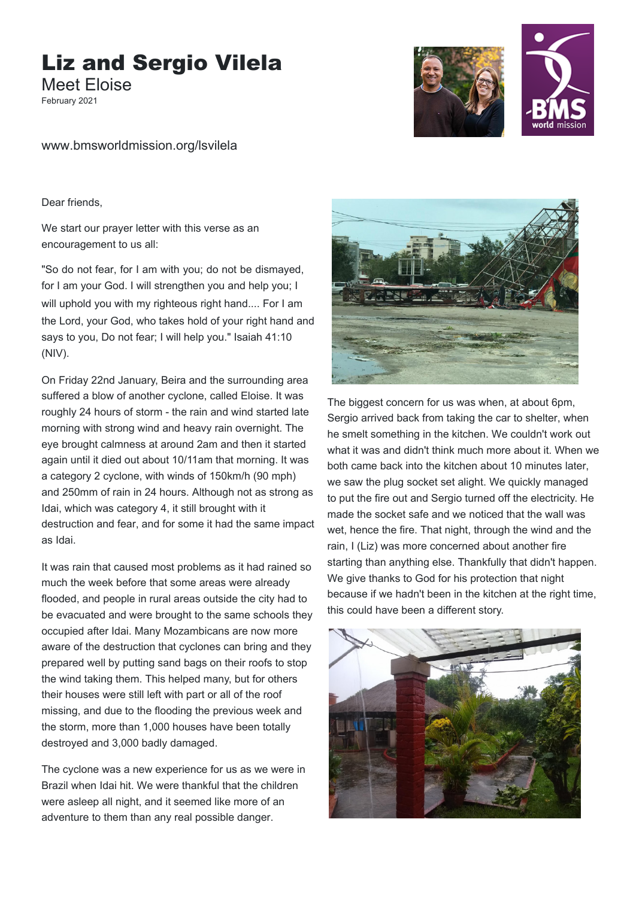# Liz and Sergio Vilela

## Meet Eloise

February 2021

www.bmsworldmission.org/lsvilela

Dear friends,

We start our prayer letter with this verse as an encouragement to us all:

"So do not fear, for I am with you; do not be dismayed, for I am your God. I will strengthen you and help you; I will uphold you with my righteous right hand.... For I am the Lord, your God, who takes hold of your right hand and says to you, Do not fear; I will help you." Isaiah 41:10 (NIV).

On Friday 22nd January, Beira and the surrounding area suffered a blow of another cyclone, called Eloise. It was roughly 24 hours of storm - the rain and wind started late morning with strong wind and heavy rain overnight. The eye brought calmness at around 2am and then it started again until it died out about 10/11am that morning. It was a category 2 cyclone, with winds of 150km/h (90 mph) and 250mm of rain in 24 hours. Although not as strong as Idai, which was category 4, it still brought with it destruction and fear, and for some it had the same impact as Idai.

It was rain that caused most problems as it had rained so much the week before that some areas were already flooded, and people in rural areas outside the city had to be evacuated and were brought to the same schools they occupied after Idai. Many Mozambicans are now more aware of the destruction that cyclones can bring and they prepared well by putting sand bags on their roofs to stop the wind taking them. This helped many, but for others their houses were still left with part or all of the roof missing, and due to the flooding the previous week and the storm, more than 1,000 houses have been totally destroyed and 3,000 badly damaged.

The cyclone was a new experience for us as we were in Brazil when Idai hit. We were thankful that the children were asleep all night, and it seemed like more of an adventure to them than any real possible danger.

The biggest concern for us was when, at about 6pm, Sergio arrived back from taking the car to shelter, when he smelt something in the kitchen. We couldn't work out what it was and didn't think much more about it. When we both came back into the kitchen about 10 minutes later, we saw the plug socket set alight. We quickly managed to put the fire out and Sergio turned off the electricity. He made the socket safe and we noticed that the wall was wet, hence the fire. That night, through the wind and the rain, I (Liz) was more concerned about another fire starting than anything else. Thankfully that didn't happen. We give thanks to God for his protection that night because if we hadn't been in the kitchen at the right time, this could have been a different story.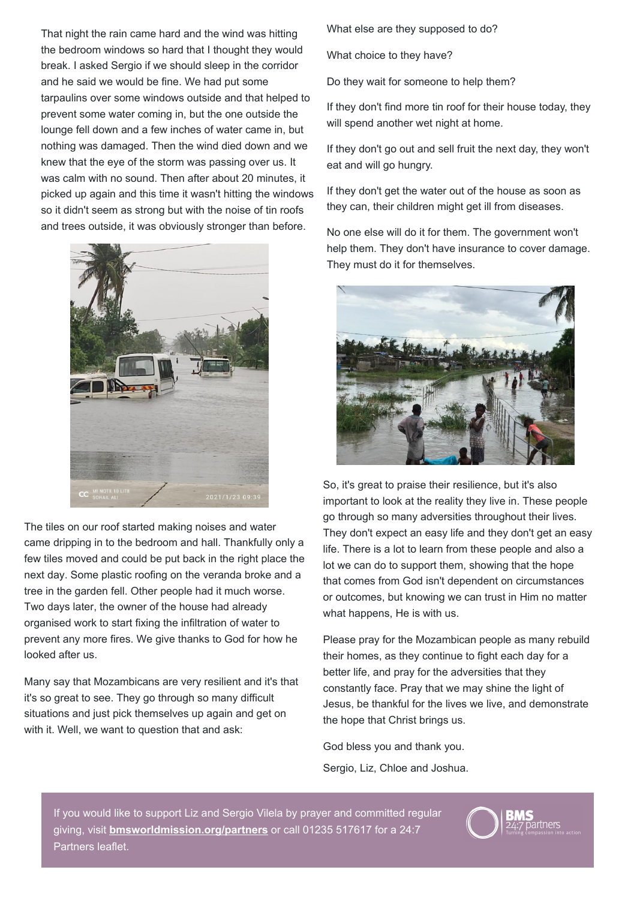That night the rain came hard and the wind was hitting the bedroom windows so hard that I thought they would break. I asked Sergio if we should sleep in the corridor and he said we would be fine. We had put some tarpaulins over some windows outside and that helped to prevent some water coming in, but the one outside the lounge fell down and a few inches of water came in, but nothing was damaged. Then the wind died down and we knew that the eye of the storm was passing over us. It was calm with no sound. Then after about 20 minutes, it picked up again and this time it wasn't hitting the windows so it didn't seem as strong but with the noise of tin roofs and trees outside, it was obviously stronger than before.

The tiles on our roof started making noises and water came dripping in to the bedroom and hall. Thankfully only a few tiles moved and could be put back in the right place the next day. Some plastic roofing on the veranda broke and a tree in the garden fell. Other people had it much worse. Two days later, the owner of the house had already organised work to start fixing the infiltration of water to prevent any more fires. We give thanks to God for how he looked after us.

Many say that Mozambicans are very resilient and it's that it's so great to see. They go through so many difficult situations and just pick themselves up again and get on with it. Well, we want to question that and ask:

What else are they supposed to do?

What choice to they have?

Do they wait for someone to help them?

If they don't find more tin roof for their house today, they will spend another wet night at home.

If they don't go out and sell fruit the next day, they won't eat and will go hungry.

If they don't get the water out of the house as soon as they can, their children might get ill from diseases.

No one else will do it for them. The government won't help them. They don't have insurance to cover damage. They must do it for themselves.

So, it's great to praise their resilience, but it's also important to look at the reality they live in. These people go through so many adversities throughout their lives. They don't expect an easy life and they don't get an easy life. There is a lot to learn from these people and also a lot we can do to support them, showing that the hope that comes from God isn't dependent on circumstances or outcomes, but knowing we can trust in Him no matter what happens, He is with us.

Please pray for the Mozambican people as many rebuild their homes, as they continue to fight each day for a better life, and pray for the adversities that they constantly face. Pray that we may shine the light of Jesus, be thankful for the lives we live, and demonstrate the hope that Christ brings us.

God bless you and thank you.

Sergio, Liz, Chloe and Joshua.

If you would like to support Liz and Sergio Vilela by prayer and committed regular giving, visit **bmsworldmission.org/partners** or call 01235 517617 for a 24:7 Partners leaflet.